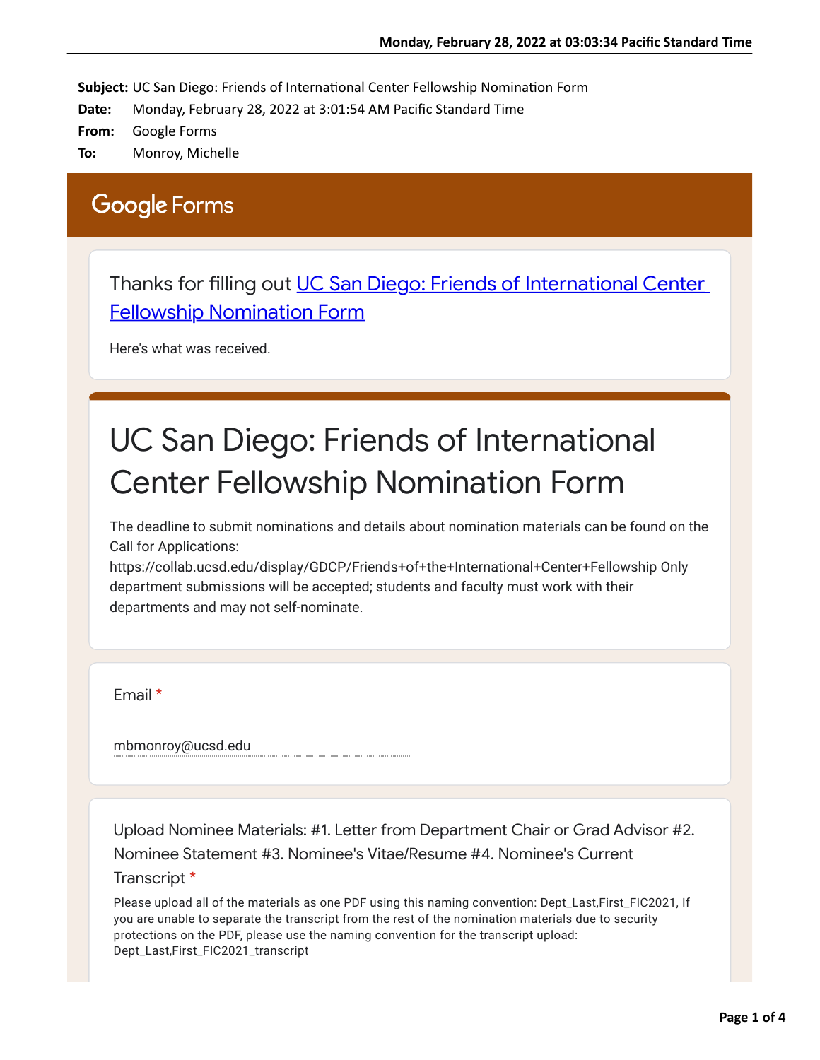**Subject:** UC San Diego: Friends of International Center Fellowship Nomination Form
**Date:** Monday, February 28, 2022 at 3:01:54 AM Pacific Standard Time
**From:** Google Forms
**To:** Monroy, Michelle

Google Forms

Thanks for filling out [UC San Diego: Friends of International Center Fellowship Nomination Form]

Here's what was received.

# UC San Diego: Friends of International Center Fellowship Nomination Form

The deadline to submit nominations and details about nomination materials can be found on the Call for Applications: https://collab.ucsd.edu/display/GDCP/Friends+of+the+International+Center+Fellowship Only department submissions will be accepted; students and faculty must work with their departments and may not self-nominate.

Email *

mbmonroy@ucsd.edu

Upload Nominee Materials: #1. Letter from Department Chair or Grad Advisor #2. Nominee Statement #3. Nominee's Vitae/Resume #4. Nominee's Current Transcript *

Please upload all of the materials as one PDF using this naming convention: Dept_Last,First_FIC2021, If you are unable to separate the transcript from the rest of the nomination materials due to security protections on the PDF, please use the naming convention for the transcript upload: Dept_Last,First_FIC2021_transcript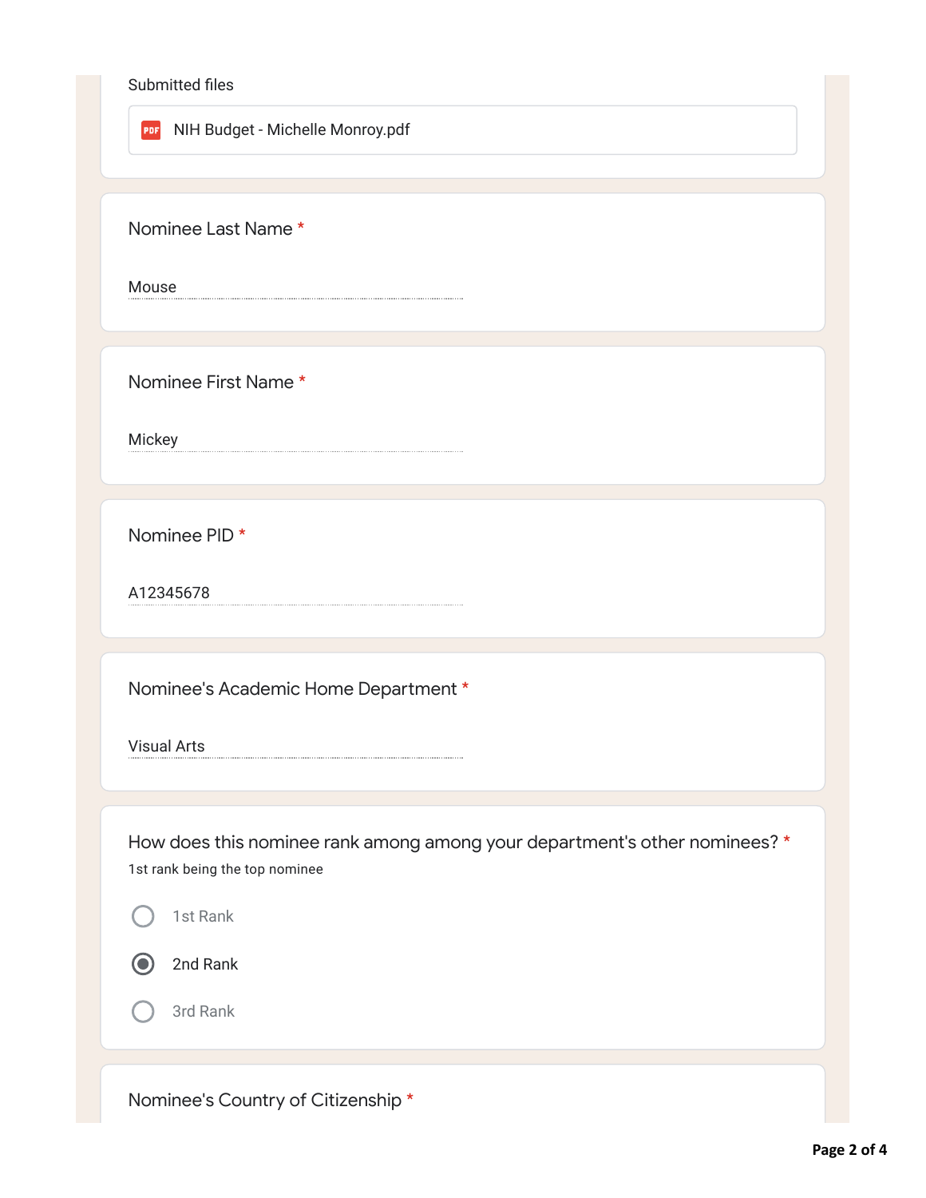Submitted files

NIH Budget - Michelle Monroy.pdf

Nominee Last Name *

Mouse

Nominee First Name *

Mickey

Nominee PID *

A12345678

Nominee's Academic Home Department *

Visual Arts

How does this nominee rank among among your department's other nominees? *

1st rank being the top nominee

- [ ] 1st Rank
- [x] 2nd Rank
- [ ] 3rd Rank

Nominee's Country of Citizenship *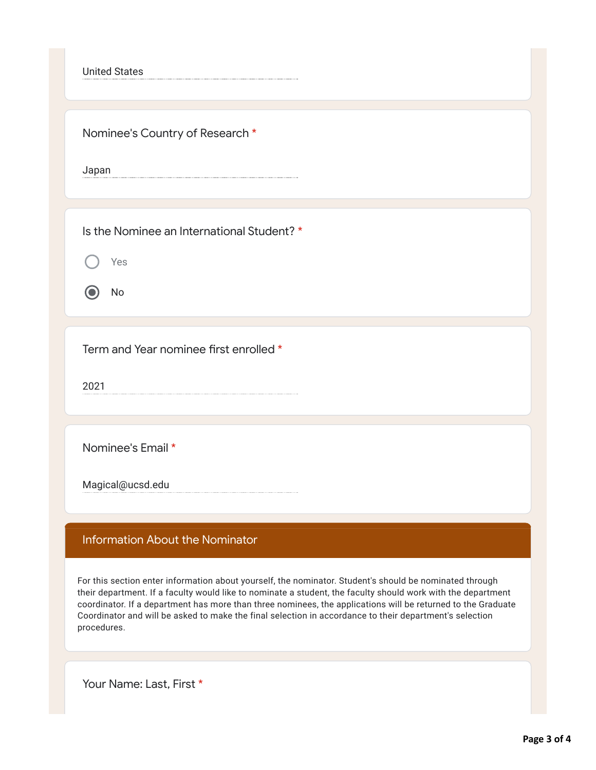United States

Nominee's Country of Research *

Japan

Is the Nominee an International Student? *

- ○ Yes
- ◉ No

Term and Year nominee first enrolled *

2021

Nominee's Email *

Magical@ucsd.edu

## Information About the Nominator

For this section enter information about yourself, the nominator. Student's should be nominated through their department. If a faculty would like to nominate a student, the faculty should work with the department coordinator. If a department has more than three nominees, the applications will be returned to the Graduate Coordinator and will be asked to make the final selection in accordance to their department's selection procedures.

Your Name: Last, First *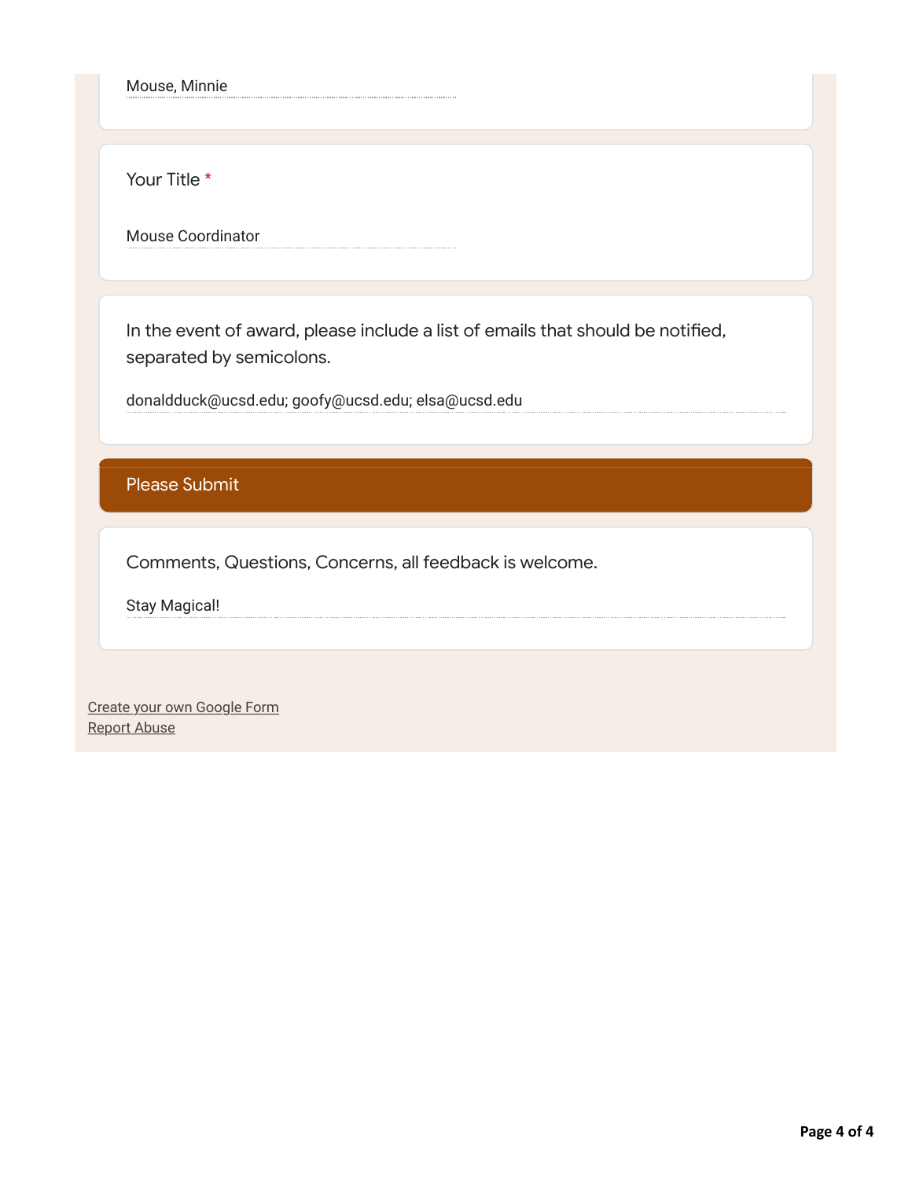Mouse, Minnie

Your Title *

Mouse Coordinator

In the event of award, please include a list of emails that should be notified, separated by semicolons.

donaldduck@ucsd.edu; goofy@ucsd.edu; elsa@ucsd.edu

## Please Submit

Comments, Questions, Concerns, all feedback is welcome.

Stay Magical!

Create your own Google Form
Report Abuse